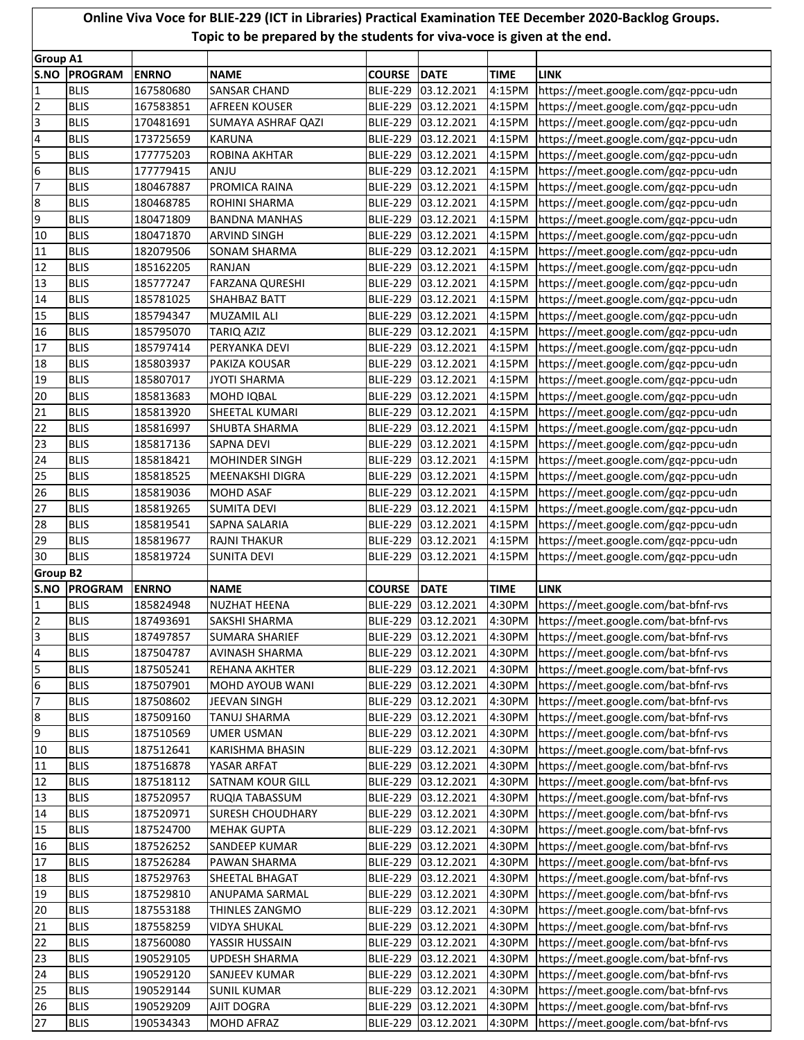**Online Viva Voce for BLIE-229 (ICT in Libraries) Practical Examination TEE December 2020-Backlog Groups. Topic to be prepared by the students for viva-voce is given at the end.**

**Group A1**

| S.NO | PROGRAM | ENRNO | NAME | COURSE | DATE | TIME | LINK |
|---|---|---|---|---|---|---|---|
| 1 | BLIS | 167580680 | SANSAR CHAND | BLIE-229 | 03.12.2021 | 4:15PM | https://meet.google.com/gqz-ppcu-udn |
| 2 | BLIS | 167583851 | AFREEN KOUSER | BLIE-229 | 03.12.2021 | 4:15PM | https://meet.google.com/gqz-ppcu-udn |
| 3 | BLIS | 170481691 | SUMAYA ASHRAF QAZI | BLIE-229 | 03.12.2021 | 4:15PM | https://meet.google.com/gqz-ppcu-udn |
| 4 | BLIS | 173725659 | KARUNA | BLIE-229 | 03.12.2021 | 4:15PM | https://meet.google.com/gqz-ppcu-udn |
| 5 | BLIS | 177775203 | ROBINA AKHTAR | BLIE-229 | 03.12.2021 | 4:15PM | https://meet.google.com/gqz-ppcu-udn |
| 6 | BLIS | 177779415 | ANJU | BLIE-229 | 03.12.2021 | 4:15PM | https://meet.google.com/gqz-ppcu-udn |
| 7 | BLIS | 180467887 | PROMICA RAINA | BLIE-229 | 03.12.2021 | 4:15PM | https://meet.google.com/gqz-ppcu-udn |
| 8 | BLIS | 180468785 | ROHINI SHARMA | BLIE-229 | 03.12.2021 | 4:15PM | https://meet.google.com/gqz-ppcu-udn |
| 9 | BLIS | 180471809 | BANDNA MANHAS | BLIE-229 | 03.12.2021 | 4:15PM | https://meet.google.com/gqz-ppcu-udn |
| 10 | BLIS | 180471870 | ARVIND SINGH | BLIE-229 | 03.12.2021 | 4:15PM | https://meet.google.com/gqz-ppcu-udn |
| 11 | BLIS | 182079506 | SONAM SHARMA | BLIE-229 | 03.12.2021 | 4:15PM | https://meet.google.com/gqz-ppcu-udn |
| 12 | BLIS | 185162205 | RANJAN | BLIE-229 | 03.12.2021 | 4:15PM | https://meet.google.com/gqz-ppcu-udn |
| 13 | BLIS | 185777247 | FARZANA QURESHI | BLIE-229 | 03.12.2021 | 4:15PM | https://meet.google.com/gqz-ppcu-udn |
| 14 | BLIS | 185781025 | SHAHBAZ BATT | BLIE-229 | 03.12.2021 | 4:15PM | https://meet.google.com/gqz-ppcu-udn |
| 15 | BLIS | 185794347 | MUZAMIL ALI | BLIE-229 | 03.12.2021 | 4:15PM | https://meet.google.com/gqz-ppcu-udn |
| 16 | BLIS | 185795070 | TARIQ AZIZ | BLIE-229 | 03.12.2021 | 4:15PM | https://meet.google.com/gqz-ppcu-udn |
| 17 | BLIS | 185797414 | PERYANKA DEVI | BLIE-229 | 03.12.2021 | 4:15PM | https://meet.google.com/gqz-ppcu-udn |
| 18 | BLIS | 185803937 | PAKIZA KOUSAR | BLIE-229 | 03.12.2021 | 4:15PM | https://meet.google.com/gqz-ppcu-udn |
| 19 | BLIS | 185807017 | JYOTI SHARMA | BLIE-229 | 03.12.2021 | 4:15PM | https://meet.google.com/gqz-ppcu-udn |
| 20 | BLIS | 185813683 | MOHD IQBAL | BLIE-229 | 03.12.2021 | 4:15PM | https://meet.google.com/gqz-ppcu-udn |
| 21 | BLIS | 185813920 | SHEETAL KUMARI | BLIE-229 | 03.12.2021 | 4:15PM | https://meet.google.com/gqz-ppcu-udn |
| 22 | BLIS | 185816997 | SHUBTA SHARMA | BLIE-229 | 03.12.2021 | 4:15PM | https://meet.google.com/gqz-ppcu-udn |
| 23 | BLIS | 185817136 | SAPNA DEVI | BLIE-229 | 03.12.2021 | 4:15PM | https://meet.google.com/gqz-ppcu-udn |
| 24 | BLIS | 185818421 | MOHINDER SINGH | BLIE-229 | 03.12.2021 | 4:15PM | https://meet.google.com/gqz-ppcu-udn |
| 25 | BLIS | 185818525 | MEENAKSHI DIGRA | BLIE-229 | 03.12.2021 | 4:15PM | https://meet.google.com/gqz-ppcu-udn |
| 26 | BLIS | 185819036 | MOHD ASAF | BLIE-229 | 03.12.2021 | 4:15PM | https://meet.google.com/gqz-ppcu-udn |
| 27 | BLIS | 185819265 | SUMITA DEVI | BLIE-229 | 03.12.2021 | 4:15PM | https://meet.google.com/gqz-ppcu-udn |
| 28 | BLIS | 185819541 | SAPNA SALARIA | BLIE-229 | 03.12.2021 | 4:15PM | https://meet.google.com/gqz-ppcu-udn |
| 29 | BLIS | 185819677 | RAJNI THAKUR | BLIE-229 | 03.12.2021 | 4:15PM | https://meet.google.com/gqz-ppcu-udn |
| 30 | BLIS | 185819724 | SUNITA DEVI | BLIE-229 | 03.12.2021 | 4:15PM | https://meet.google.com/gqz-ppcu-udn |

**Group B2**

| S.NO | PROGRAM | ENRNO | NAME | COURSE | DATE | TIME | LINK |
|---|---|---|---|---|---|---|---|
| 1 | BLIS | 185824948 | NUZHAT HEENA | BLIE-229 | 03.12.2021 | 4:30PM | https://meet.google.com/bat-bfnf-rvs |
| 2 | BLIS | 187493691 | SAKSHI SHARMA | BLIE-229 | 03.12.2021 | 4:30PM | https://meet.google.com/bat-bfnf-rvs |
| 3 | BLIS | 187497857 | SUMARA SHARIEF | BLIE-229 | 03.12.2021 | 4:30PM | https://meet.google.com/bat-bfnf-rvs |
| 4 | BLIS | 187504787 | AVINASH SHARMA | BLIE-229 | 03.12.2021 | 4:30PM | https://meet.google.com/bat-bfnf-rvs |
| 5 | BLIS | 187505241 | REHANA AKHTER | BLIE-229 | 03.12.2021 | 4:30PM | https://meet.google.com/bat-bfnf-rvs |
| 6 | BLIS | 187507901 | MOHD AYOUB WANI | BLIE-229 | 03.12.2021 | 4:30PM | https://meet.google.com/bat-bfnf-rvs |
| 7 | BLIS | 187508602 | JEEVAN SINGH | BLIE-229 | 03.12.2021 | 4:30PM | https://meet.google.com/bat-bfnf-rvs |
| 8 | BLIS | 187509160 | TANUJ SHARMA | BLIE-229 | 03.12.2021 | 4:30PM | https://meet.google.com/bat-bfnf-rvs |
| 9 | BLIS | 187510569 | UMER USMAN | BLIE-229 | 03.12.2021 | 4:30PM | https://meet.google.com/bat-bfnf-rvs |
| 10 | BLIS | 187512641 | KARISHMA BHASIN | BLIE-229 | 03.12.2021 | 4:30PM | https://meet.google.com/bat-bfnf-rvs |
| 11 | BLIS | 187516878 | YASAR ARFAT | BLIE-229 | 03.12.2021 | 4:30PM | https://meet.google.com/bat-bfnf-rvs |
| 12 | BLIS | 187518112 | SATNAM KOUR GILL | BLIE-229 | 03.12.2021 | 4:30PM | https://meet.google.com/bat-bfnf-rvs |
| 13 | BLIS | 187520957 | RUQIA TABASSUM | BLIE-229 | 03.12.2021 | 4:30PM | https://meet.google.com/bat-bfnf-rvs |
| 14 | BLIS | 187520971 | SURESH CHOUDHARY | BLIE-229 | 03.12.2021 | 4:30PM | https://meet.google.com/bat-bfnf-rvs |
| 15 | BLIS | 187524700 | MEHAK GUPTA | BLIE-229 | 03.12.2021 | 4:30PM | https://meet.google.com/bat-bfnf-rvs |
| 16 | BLIS | 187526252 | SANDEEP KUMAR | BLIE-229 | 03.12.2021 | 4:30PM | https://meet.google.com/bat-bfnf-rvs |
| 17 | BLIS | 187526284 | PAWAN SHARMA | BLIE-229 | 03.12.2021 | 4:30PM | https://meet.google.com/bat-bfnf-rvs |
| 18 | BLIS | 187529763 | SHEETAL BHAGAT | BLIE-229 | 03.12.2021 | 4:30PM | https://meet.google.com/bat-bfnf-rvs |
| 19 | BLIS | 187529810 | ANUPAMA SARMAL | BLIE-229 | 03.12.2021 | 4:30PM | https://meet.google.com/bat-bfnf-rvs |
| 20 | BLIS | 187553188 | THINLES ZANGMO | BLIE-229 | 03.12.2021 | 4:30PM | https://meet.google.com/bat-bfnf-rvs |
| 21 | BLIS | 187558259 | VIDYA SHUKAL | BLIE-229 | 03.12.2021 | 4:30PM | https://meet.google.com/bat-bfnf-rvs |
| 22 | BLIS | 187560080 | YASSIR HUSSAIN | BLIE-229 | 03.12.2021 | 4:30PM | https://meet.google.com/bat-bfnf-rvs |
| 23 | BLIS | 190529105 | UPDESH SHARMA | BLIE-229 | 03.12.2021 | 4:30PM | https://meet.google.com/bat-bfnf-rvs |
| 24 | BLIS | 190529120 | SANJEEV KUMAR | BLIE-229 | 03.12.2021 | 4:30PM | https://meet.google.com/bat-bfnf-rvs |
| 25 | BLIS | 190529144 | SUNIL KUMAR | BLIE-229 | 03.12.2021 | 4:30PM | https://meet.google.com/bat-bfnf-rvs |
| 26 | BLIS | 190529209 | AJIT DOGRA | BLIE-229 | 03.12.2021 | 4:30PM | https://meet.google.com/bat-bfnf-rvs |
| 27 | BLIS | 190534343 | MOHD AFRAZ | BLIE-229 | 03.12.2021 | 4:30PM | https://meet.google.com/bat-bfnf-rvs |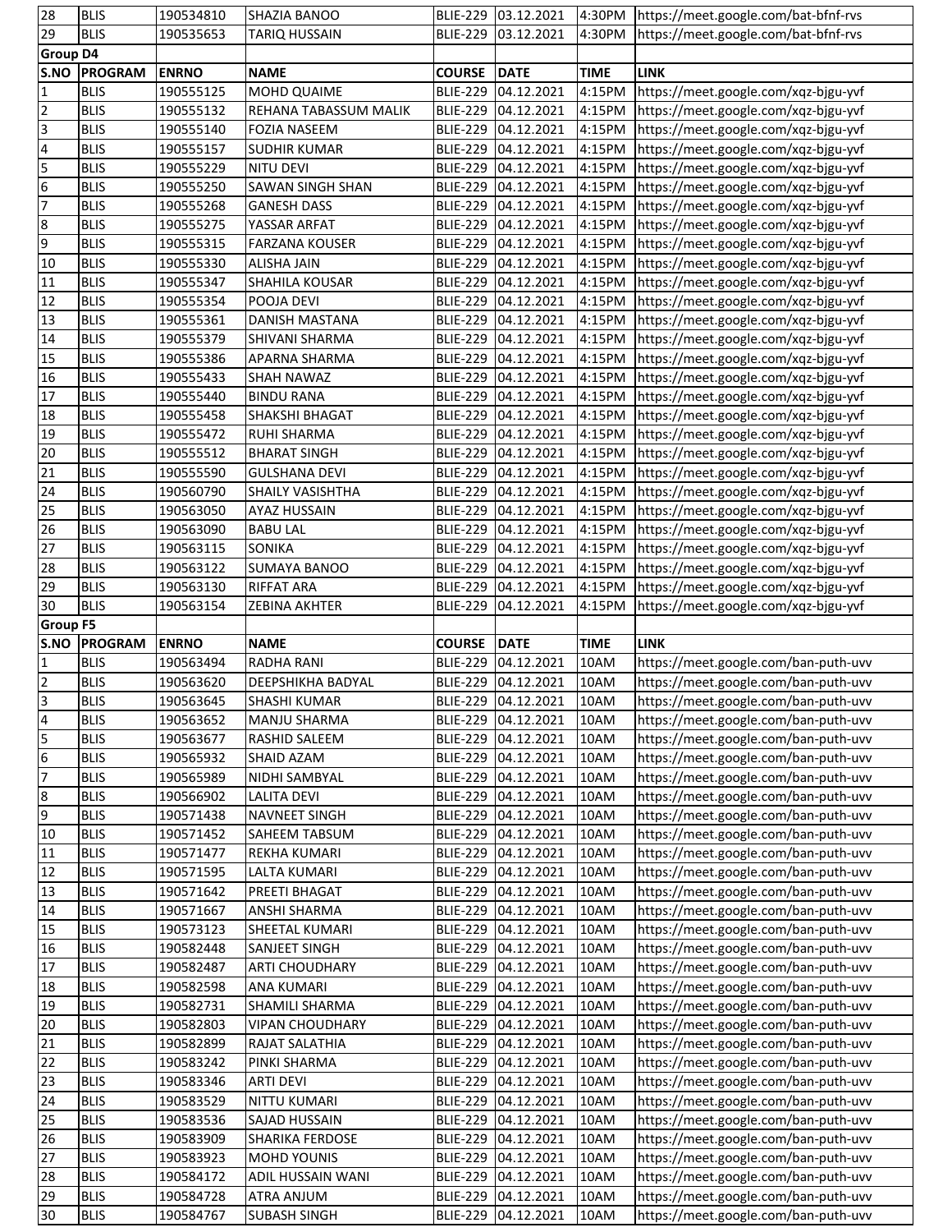| 28 | BLIS | 190534810 | SHAZIA BANOO | BLIE-229 | 03.12.2021 | 4:30PM | https://meet.google.com/bat-bfnf-rvs |
|---|---|---|---|---|---|---|---|
| 29 | BLIS | 190535653 | TARIQ HUSSAIN | BLIE-229 | 03.12.2021 | 4:30PM | https://meet.google.com/bat-bfnf-rvs |

**Group D4**

| S.NO | PROGRAM | ENRNO | NAME | COURSE | DATE | TIME | LINK |
|---|---|---|---|---|---|---|---|
| 1 | BLIS | 190555125 | MOHD QUAIME | BLIE-229 | 04.12.2021 | 4:15PM | https://meet.google.com/xqz-bjgu-yvf |
| 2 | BLIS | 190555132 | REHANA TABASSUM MALIK | BLIE-229 | 04.12.2021 | 4:15PM | https://meet.google.com/xqz-bjgu-yvf |
| 3 | BLIS | 190555140 | FOZIA NASEEM | BLIE-229 | 04.12.2021 | 4:15PM | https://meet.google.com/xqz-bjgu-yvf |
| 4 | BLIS | 190555157 | SUDHIR KUMAR | BLIE-229 | 04.12.2021 | 4:15PM | https://meet.google.com/xqz-bjgu-yvf |
| 5 | BLIS | 190555229 | NITU DEVI | BLIE-229 | 04.12.2021 | 4:15PM | https://meet.google.com/xqz-bjgu-yvf |
| 6 | BLIS | 190555250 | SAWAN SINGH SHAN | BLIE-229 | 04.12.2021 | 4:15PM | https://meet.google.com/xqz-bjgu-yvf |
| 7 | BLIS | 190555268 | GANESH DASS | BLIE-229 | 04.12.2021 | 4:15PM | https://meet.google.com/xqz-bjgu-yvf |
| 8 | BLIS | 190555275 | YASSAR ARFAT | BLIE-229 | 04.12.2021 | 4:15PM | https://meet.google.com/xqz-bjgu-yvf |
| 9 | BLIS | 190555315 | FARZANA KOUSER | BLIE-229 | 04.12.2021 | 4:15PM | https://meet.google.com/xqz-bjgu-yvf |
| 10 | BLIS | 190555330 | ALISHA JAIN | BLIE-229 | 04.12.2021 | 4:15PM | https://meet.google.com/xqz-bjgu-yvf |
| 11 | BLIS | 190555347 | SHAHILA KOUSAR | BLIE-229 | 04.12.2021 | 4:15PM | https://meet.google.com/xqz-bjgu-yvf |
| 12 | BLIS | 190555354 | POOJA DEVI | BLIE-229 | 04.12.2021 | 4:15PM | https://meet.google.com/xqz-bjgu-yvf |
| 13 | BLIS | 190555361 | DANISH MASTANA | BLIE-229 | 04.12.2021 | 4:15PM | https://meet.google.com/xqz-bjgu-yvf |
| 14 | BLIS | 190555379 | SHIVANI SHARMA | BLIE-229 | 04.12.2021 | 4:15PM | https://meet.google.com/xqz-bjgu-yvf |
| 15 | BLIS | 190555386 | APARNA SHARMA | BLIE-229 | 04.12.2021 | 4:15PM | https://meet.google.com/xqz-bjgu-yvf |
| 16 | BLIS | 190555433 | SHAH NAWAZ | BLIE-229 | 04.12.2021 | 4:15PM | https://meet.google.com/xqz-bjgu-yvf |
| 17 | BLIS | 190555440 | BINDU RANA | BLIE-229 | 04.12.2021 | 4:15PM | https://meet.google.com/xqz-bjgu-yvf |
| 18 | BLIS | 190555458 | SHAKSHI BHAGAT | BLIE-229 | 04.12.2021 | 4:15PM | https://meet.google.com/xqz-bjgu-yvf |
| 19 | BLIS | 190555472 | RUHI SHARMA | BLIE-229 | 04.12.2021 | 4:15PM | https://meet.google.com/xqz-bjgu-yvf |
| 20 | BLIS | 190555512 | BHARAT SINGH | BLIE-229 | 04.12.2021 | 4:15PM | https://meet.google.com/xqz-bjgu-yvf |
| 21 | BLIS | 190555590 | GULSHANA DEVI | BLIE-229 | 04.12.2021 | 4:15PM | https://meet.google.com/xqz-bjgu-yvf |
| 24 | BLIS | 190560790 | SHAILY VASISHTHA | BLIE-229 | 04.12.2021 | 4:15PM | https://meet.google.com/xqz-bjgu-yvf |
| 25 | BLIS | 190563050 | AYAZ HUSSAIN | BLIE-229 | 04.12.2021 | 4:15PM | https://meet.google.com/xqz-bjgu-yvf |
| 26 | BLIS | 190563090 | BABU LAL | BLIE-229 | 04.12.2021 | 4:15PM | https://meet.google.com/xqz-bjgu-yvf |
| 27 | BLIS | 190563115 | SONIKA | BLIE-229 | 04.12.2021 | 4:15PM | https://meet.google.com/xqz-bjgu-yvf |
| 28 | BLIS | 190563122 | SUMAYA BANOO | BLIE-229 | 04.12.2021 | 4:15PM | https://meet.google.com/xqz-bjgu-yvf |
| 29 | BLIS | 190563130 | RIFFAT ARA | BLIE-229 | 04.12.2021 | 4:15PM | https://meet.google.com/xqz-bjgu-yvf |
| 30 | BLIS | 190563154 | ZEBINA AKHTER | BLIE-229 | 04.12.2021 | 4:15PM | https://meet.google.com/xqz-bjgu-yvf |

**Group F5**

| S.NO | PROGRAM | ENRNO | NAME | COURSE | DATE | TIME | LINK |
|---|---|---|---|---|---|---|---|
| 1 | BLIS | 190563494 | RADHA RANI | BLIE-229 | 04.12.2021 | 10AM | https://meet.google.com/ban-puth-uvv |
| 2 | BLIS | 190563620 | DEEPSHIKHA BADYAL | BLIE-229 | 04.12.2021 | 10AM | https://meet.google.com/ban-puth-uvv |
| 3 | BLIS | 190563645 | SHASHI KUMAR | BLIE-229 | 04.12.2021 | 10AM | https://meet.google.com/ban-puth-uvv |
| 4 | BLIS | 190563652 | MANJU SHARMA | BLIE-229 | 04.12.2021 | 10AM | https://meet.google.com/ban-puth-uvv |
| 5 | BLIS | 190563677 | RASHID SALEEM | BLIE-229 | 04.12.2021 | 10AM | https://meet.google.com/ban-puth-uvv |
| 6 | BLIS | 190565932 | SHAID AZAM | BLIE-229 | 04.12.2021 | 10AM | https://meet.google.com/ban-puth-uvv |
| 7 | BLIS | 190565989 | NIDHI SAMBYAL | BLIE-229 | 04.12.2021 | 10AM | https://meet.google.com/ban-puth-uvv |
| 8 | BLIS | 190566902 | LALITA DEVI | BLIE-229 | 04.12.2021 | 10AM | https://meet.google.com/ban-puth-uvv |
| 9 | BLIS | 190571438 | NAVNEET SINGH | BLIE-229 | 04.12.2021 | 10AM | https://meet.google.com/ban-puth-uvv |
| 10 | BLIS | 190571452 | SAHEEM TABSUM | BLIE-229 | 04.12.2021 | 10AM | https://meet.google.com/ban-puth-uvv |
| 11 | BLIS | 190571477 | REKHA KUMARI | BLIE-229 | 04.12.2021 | 10AM | https://meet.google.com/ban-puth-uvv |
| 12 | BLIS | 190571595 | LALTA KUMARI | BLIE-229 | 04.12.2021 | 10AM | https://meet.google.com/ban-puth-uvv |
| 13 | BLIS | 190571642 | PREETI BHAGAT | BLIE-229 | 04.12.2021 | 10AM | https://meet.google.com/ban-puth-uvv |
| 14 | BLIS | 190571667 | ANSHI SHARMA | BLIE-229 | 04.12.2021 | 10AM | https://meet.google.com/ban-puth-uvv |
| 15 | BLIS | 190573123 | SHEETAL KUMARI | BLIE-229 | 04.12.2021 | 10AM | https://meet.google.com/ban-puth-uvv |
| 16 | BLIS | 190582448 | SANJEET SINGH | BLIE-229 | 04.12.2021 | 10AM | https://meet.google.com/ban-puth-uvv |
| 17 | BLIS | 190582487 | ARTI CHOUDHARY | BLIE-229 | 04.12.2021 | 10AM | https://meet.google.com/ban-puth-uvv |
| 18 | BLIS | 190582598 | ANA KUMARI | BLIE-229 | 04.12.2021 | 10AM | https://meet.google.com/ban-puth-uvv |
| 19 | BLIS | 190582731 | SHAMILI SHARMA | BLIE-229 | 04.12.2021 | 10AM | https://meet.google.com/ban-puth-uvv |
| 20 | BLIS | 190582803 | VIPAN CHOUDHARY | BLIE-229 | 04.12.2021 | 10AM | https://meet.google.com/ban-puth-uvv |
| 21 | BLIS | 190582899 | RAJAT SALATHIA | BLIE-229 | 04.12.2021 | 10AM | https://meet.google.com/ban-puth-uvv |
| 22 | BLIS | 190583242 | PINKI SHARMA | BLIE-229 | 04.12.2021 | 10AM | https://meet.google.com/ban-puth-uvv |
| 23 | BLIS | 190583346 | ARTI DEVI | BLIE-229 | 04.12.2021 | 10AM | https://meet.google.com/ban-puth-uvv |
| 24 | BLIS | 190583529 | NITTU KUMARI | BLIE-229 | 04.12.2021 | 10AM | https://meet.google.com/ban-puth-uvv |
| 25 | BLIS | 190583536 | SAJAD HUSSAIN | BLIE-229 | 04.12.2021 | 10AM | https://meet.google.com/ban-puth-uvv |
| 26 | BLIS | 190583909 | SHARIKA FERDOSE | BLIE-229 | 04.12.2021 | 10AM | https://meet.google.com/ban-puth-uvv |
| 27 | BLIS | 190583923 | MOHD YOUNIS | BLIE-229 | 04.12.2021 | 10AM | https://meet.google.com/ban-puth-uvv |
| 28 | BLIS | 190584172 | ADIL HUSSAIN WANI | BLIE-229 | 04.12.2021 | 10AM | https://meet.google.com/ban-puth-uvv |
| 29 | BLIS | 190584728 | ATRA ANJUM | BLIE-229 | 04.12.2021 | 10AM | https://meet.google.com/ban-puth-uvv |
| 30 | BLIS | 190584767 | SUBASH SINGH | BLIE-229 | 04.12.2021 | 10AM | https://meet.google.com/ban-puth-uvv |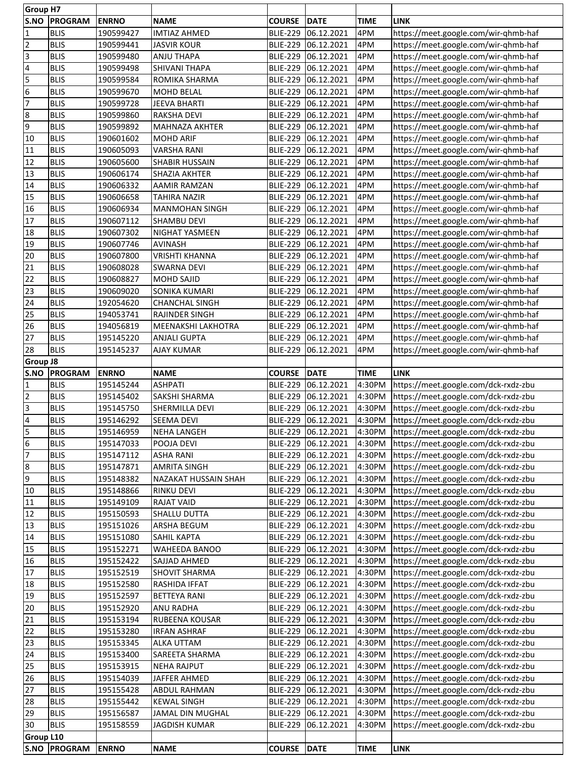**Group H7**

| S.NO | PROGRAM | ENRNO | NAME | COURSE | DATE | TIME | LINK |
|---|---|---|---|---|---|---|---|
| 1 | BLIS | 190599427 | IMTIAZ AHMED | BLIE-229 | 06.12.2021 | 4PM | https://meet.google.com/wir-qhmb-haf |
| 2 | BLIS | 190599441 | JASVIR KOUR | BLIE-229 | 06.12.2021 | 4PM | https://meet.google.com/wir-qhmb-haf |
| 3 | BLIS | 190599480 | ANJU THAPA | BLIE-229 | 06.12.2021 | 4PM | https://meet.google.com/wir-qhmb-haf |
| 4 | BLIS | 190599498 | SHIVANI THAPA | BLIE-229 | 06.12.2021 | 4PM | https://meet.google.com/wir-qhmb-haf |
| 5 | BLIS | 190599584 | ROMIKA SHARMA | BLIE-229 | 06.12.2021 | 4PM | https://meet.google.com/wir-qhmb-haf |
| 6 | BLIS | 190599670 | MOHD BELAL | BLIE-229 | 06.12.2021 | 4PM | https://meet.google.com/wir-qhmb-haf |
| 7 | BLIS | 190599728 | JEEVA BHARTI | BLIE-229 | 06.12.2021 | 4PM | https://meet.google.com/wir-qhmb-haf |
| 8 | BLIS | 190599860 | RAKSHA DEVI | BLIE-229 | 06.12.2021 | 4PM | https://meet.google.com/wir-qhmb-haf |
| 9 | BLIS | 190599892 | MAHNAZA AKHTER | BLIE-229 | 06.12.2021 | 4PM | https://meet.google.com/wir-qhmb-haf |
| 10 | BLIS | 190601602 | MOHD ARIF | BLIE-229 | 06.12.2021 | 4PM | https://meet.google.com/wir-qhmb-haf |
| 11 | BLIS | 190605093 | VARSHA RANI | BLIE-229 | 06.12.2021 | 4PM | https://meet.google.com/wir-qhmb-haf |
| 12 | BLIS | 190605600 | SHABIR HUSSAIN | BLIE-229 | 06.12.2021 | 4PM | https://meet.google.com/wir-qhmb-haf |
| 13 | BLIS | 190606174 | SHAZIA AKHTER | BLIE-229 | 06.12.2021 | 4PM | https://meet.google.com/wir-qhmb-haf |
| 14 | BLIS | 190606332 | AAMIR RAMZAN | BLIE-229 | 06.12.2021 | 4PM | https://meet.google.com/wir-qhmb-haf |
| 15 | BLIS | 190606658 | TAHIRA NAZIR | BLIE-229 | 06.12.2021 | 4PM | https://meet.google.com/wir-qhmb-haf |
| 16 | BLIS | 190606934 | MANMOHAN SINGH | BLIE-229 | 06.12.2021 | 4PM | https://meet.google.com/wir-qhmb-haf |
| 17 | BLIS | 190607112 | SHAMBU DEVI | BLIE-229 | 06.12.2021 | 4PM | https://meet.google.com/wir-qhmb-haf |
| 18 | BLIS | 190607302 | NIGHAT YASMEEN | BLIE-229 | 06.12.2021 | 4PM | https://meet.google.com/wir-qhmb-haf |
| 19 | BLIS | 190607746 | AVINASH | BLIE-229 | 06.12.2021 | 4PM | https://meet.google.com/wir-qhmb-haf |
| 20 | BLIS | 190607800 | VRISHTI KHANNA | BLIE-229 | 06.12.2021 | 4PM | https://meet.google.com/wir-qhmb-haf |
| 21 | BLIS | 190608028 | SWARNA DEVI | BLIE-229 | 06.12.2021 | 4PM | https://meet.google.com/wir-qhmb-haf |
| 22 | BLIS | 190608827 | MOHD SAJID | BLIE-229 | 06.12.2021 | 4PM | https://meet.google.com/wir-qhmb-haf |
| 23 | BLIS | 190609020 | SONIKA KUMARI | BLIE-229 | 06.12.2021 | 4PM | https://meet.google.com/wir-qhmb-haf |
| 24 | BLIS | 192054620 | CHANCHAL SINGH | BLIE-229 | 06.12.2021 | 4PM | https://meet.google.com/wir-qhmb-haf |
| 25 | BLIS | 194053741 | RAJINDER SINGH | BLIE-229 | 06.12.2021 | 4PM | https://meet.google.com/wir-qhmb-haf |
| 26 | BLIS | 194056819 | MEENAKSHI LAKHOTRA | BLIE-229 | 06.12.2021 | 4PM | https://meet.google.com/wir-qhmb-haf |
| 27 | BLIS | 195145220 | ANJALI GUPTA | BLIE-229 | 06.12.2021 | 4PM | https://meet.google.com/wir-qhmb-haf |
| 28 | BLIS | 195145237 | AJAY KUMAR | BLIE-229 | 06.12.2021 | 4PM | https://meet.google.com/wir-qhmb-haf |

**Group J8**

| S.NO | PROGRAM | ENRNO | NAME | COURSE | DATE | TIME | LINK |
|---|---|---|---|---|---|---|---|
| 1 | BLIS | 195145244 | ASHPATI | BLIE-229 | 06.12.2021 | 4:30PM | https://meet.google.com/dck-rxdz-zbu |
| 2 | BLIS | 195145402 | SAKSHI SHARMA | BLIE-229 | 06.12.2021 | 4:30PM | https://meet.google.com/dck-rxdz-zbu |
| 3 | BLIS | 195145750 | SHERMILLA DEVI | BLIE-229 | 06.12.2021 | 4:30PM | https://meet.google.com/dck-rxdz-zbu |
| 4 | BLIS | 195146292 | SEEMA DEVI | BLIE-229 | 06.12.2021 | 4:30PM | https://meet.google.com/dck-rxdz-zbu |
| 5 | BLIS | 195146959 | NEHA LANGEH | BLIE-229 | 06.12.2021 | 4:30PM | https://meet.google.com/dck-rxdz-zbu |
| 6 | BLIS | 195147033 | POOJA DEVI | BLIE-229 | 06.12.2021 | 4:30PM | https://meet.google.com/dck-rxdz-zbu |
| 7 | BLIS | 195147112 | ASHA RANI | BLIE-229 | 06.12.2021 | 4:30PM | https://meet.google.com/dck-rxdz-zbu |
| 8 | BLIS | 195147871 | AMRITA SINGH | BLIE-229 | 06.12.2021 | 4:30PM | https://meet.google.com/dck-rxdz-zbu |
| 9 | BLIS | 195148382 | NAZAKAT HUSSAIN SHAH | BLIE-229 | 06.12.2021 | 4:30PM | https://meet.google.com/dck-rxdz-zbu |
| 10 | BLIS | 195148866 | RINKU DEVI | BLIE-229 | 06.12.2021 | 4:30PM | https://meet.google.com/dck-rxdz-zbu |
| 11 | BLIS | 195149109 | RAJAT VAID | BLIE-229 | 06.12.2021 | 4:30PM | https://meet.google.com/dck-rxdz-zbu |
| 12 | BLIS | 195150593 | SHALLU DUTTA | BLIE-229 | 06.12.2021 | 4:30PM | https://meet.google.com/dck-rxdz-zbu |
| 13 | BLIS | 195151026 | ARSHA BEGUM | BLIE-229 | 06.12.2021 | 4:30PM | https://meet.google.com/dck-rxdz-zbu |
| 14 | BLIS | 195151080 | SAHIL KAPTA | BLIE-229 | 06.12.2021 | 4:30PM | https://meet.google.com/dck-rxdz-zbu |
| 15 | BLIS | 195152271 | WAHEEDA BANOO | BLIE-229 | 06.12.2021 | 4:30PM | https://meet.google.com/dck-rxdz-zbu |
| 16 | BLIS | 195152422 | SAJJAD AHMED | BLIE-229 | 06.12.2021 | 4:30PM | https://meet.google.com/dck-rxdz-zbu |
| 17 | BLIS | 195152519 | SHOVIT SHARMA | BLIE-229 | 06.12.2021 | 4:30PM | https://meet.google.com/dck-rxdz-zbu |
| 18 | BLIS | 195152580 | RASHIDA IFFAT | BLIE-229 | 06.12.2021 | 4:30PM | https://meet.google.com/dck-rxdz-zbu |
| 19 | BLIS | 195152597 | BETTEYA RANI | BLIE-229 | 06.12.2021 | 4:30PM | https://meet.google.com/dck-rxdz-zbu |
| 20 | BLIS | 195152920 | ANU RADHA | BLIE-229 | 06.12.2021 | 4:30PM | https://meet.google.com/dck-rxdz-zbu |
| 21 | BLIS | 195153194 | RUBEENA KOUSAR | BLIE-229 | 06.12.2021 | 4:30PM | https://meet.google.com/dck-rxdz-zbu |
| 22 | BLIS | 195153280 | IRFAN ASHRAF | BLIE-229 | 06.12.2021 | 4:30PM | https://meet.google.com/dck-rxdz-zbu |
| 23 | BLIS | 195153345 | ALKA UTTAM | BLIE-229 | 06.12.2021 | 4:30PM | https://meet.google.com/dck-rxdz-zbu |
| 24 | BLIS | 195153400 | SAREETA SHARMA | BLIE-229 | 06.12.2021 | 4:30PM | https://meet.google.com/dck-rxdz-zbu |
| 25 | BLIS | 195153915 | NEHA RAJPUT | BLIE-229 | 06.12.2021 | 4:30PM | https://meet.google.com/dck-rxdz-zbu |
| 26 | BLIS | 195154039 | JAFFER AHMED | BLIE-229 | 06.12.2021 | 4:30PM | https://meet.google.com/dck-rxdz-zbu |
| 27 | BLIS | 195155428 | ABDUL RAHMAN | BLIE-229 | 06.12.2021 | 4:30PM | https://meet.google.com/dck-rxdz-zbu |
| 28 | BLIS | 195155442 | KEWAL SINGH | BLIE-229 | 06.12.2021 | 4:30PM | https://meet.google.com/dck-rxdz-zbu |
| 29 | BLIS | 195156587 | JAMAL DIN MUGHAL | BLIE-229 | 06.12.2021 | 4:30PM | https://meet.google.com/dck-rxdz-zbu |
| 30 | BLIS | 195158559 | JAGDISH KUMAR | BLIE-229 | 06.12.2021 | 4:30PM | https://meet.google.com/dck-rxdz-zbu |

**Group L10**

| S.NO | PROGRAM | ENRNO | NAME | COURSE | DATE | TIME | LINK |
|---|---|---|---|---|---|---|---|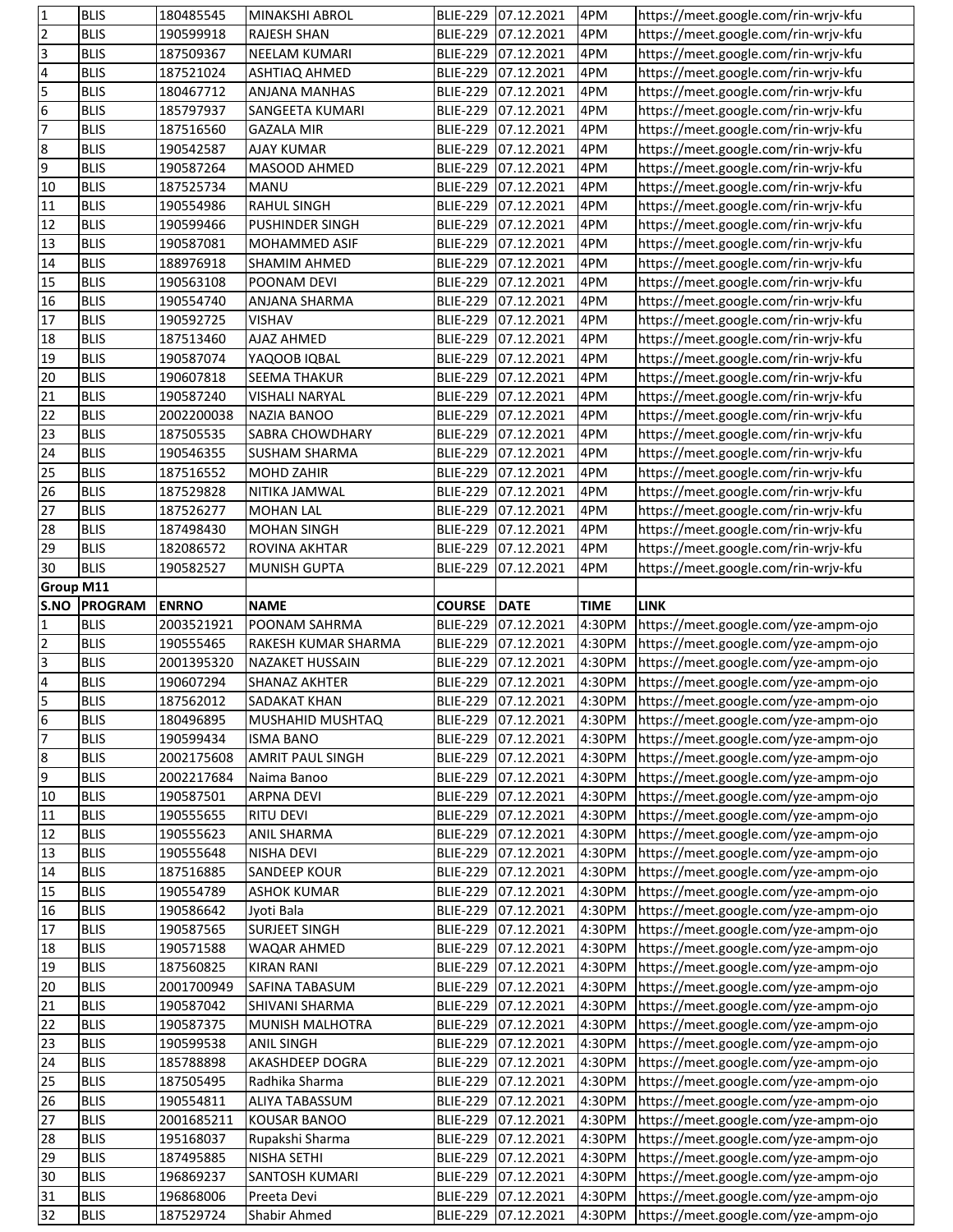| | | | | | | | |
|---|---|---|---|---|---|---|---|
| 1 | BLIS | 180485545 | MINAKSHI ABROL | BLIE-229 | 07.12.2021 | 4PM | https://meet.google.com/rin-wrjv-kfu |
| 2 | BLIS | 190599918 | RAJESH SHAN | BLIE-229 | 07.12.2021 | 4PM | https://meet.google.com/rin-wrjv-kfu |
| 3 | BLIS | 187509367 | NEELAM KUMARI | BLIE-229 | 07.12.2021 | 4PM | https://meet.google.com/rin-wrjv-kfu |
| 4 | BLIS | 187521024 | ASHTIAQ AHMED | BLIE-229 | 07.12.2021 | 4PM | https://meet.google.com/rin-wrjv-kfu |
| 5 | BLIS | 180467712 | ANJANA MANHAS | BLIE-229 | 07.12.2021 | 4PM | https://meet.google.com/rin-wrjv-kfu |
| 6 | BLIS | 185797937 | SANGEETA KUMARI | BLIE-229 | 07.12.2021 | 4PM | https://meet.google.com/rin-wrjv-kfu |
| 7 | BLIS | 187516560 | GAZALA MIR | BLIE-229 | 07.12.2021 | 4PM | https://meet.google.com/rin-wrjv-kfu |
| 8 | BLIS | 190542587 | AJAY KUMAR | BLIE-229 | 07.12.2021 | 4PM | https://meet.google.com/rin-wrjv-kfu |
| 9 | BLIS | 190587264 | MASOOD AHMED | BLIE-229 | 07.12.2021 | 4PM | https://meet.google.com/rin-wrjv-kfu |
| 10 | BLIS | 187525734 | MANU | BLIE-229 | 07.12.2021 | 4PM | https://meet.google.com/rin-wrjv-kfu |
| 11 | BLIS | 190554986 | RAHUL SINGH | BLIE-229 | 07.12.2021 | 4PM | https://meet.google.com/rin-wrjv-kfu |
| 12 | BLIS | 190599466 | PUSHINDER SINGH | BLIE-229 | 07.12.2021 | 4PM | https://meet.google.com/rin-wrjv-kfu |
| 13 | BLIS | 190587081 | MOHAMMED ASIF | BLIE-229 | 07.12.2021 | 4PM | https://meet.google.com/rin-wrjv-kfu |
| 14 | BLIS | 188976918 | SHAMIM AHMED | BLIE-229 | 07.12.2021 | 4PM | https://meet.google.com/rin-wrjv-kfu |
| 15 | BLIS | 190563108 | POONAM DEVI | BLIE-229 | 07.12.2021 | 4PM | https://meet.google.com/rin-wrjv-kfu |
| 16 | BLIS | 190554740 | ANJANA SHARMA | BLIE-229 | 07.12.2021 | 4PM | https://meet.google.com/rin-wrjv-kfu |
| 17 | BLIS | 190592725 | VISHAV | BLIE-229 | 07.12.2021 | 4PM | https://meet.google.com/rin-wrjv-kfu |
| 18 | BLIS | 187513460 | AJAZ AHMED | BLIE-229 | 07.12.2021 | 4PM | https://meet.google.com/rin-wrjv-kfu |
| 19 | BLIS | 190587074 | YAQOOB IQBAL | BLIE-229 | 07.12.2021 | 4PM | https://meet.google.com/rin-wrjv-kfu |
| 20 | BLIS | 190607818 | SEEMA THAKUR | BLIE-229 | 07.12.2021 | 4PM | https://meet.google.com/rin-wrjv-kfu |
| 21 | BLIS | 190587240 | VISHALI NARYAL | BLIE-229 | 07.12.2021 | 4PM | https://meet.google.com/rin-wrjv-kfu |
| 22 | BLIS | 2002200038 | NAZIA BANOO | BLIE-229 | 07.12.2021 | 4PM | https://meet.google.com/rin-wrjv-kfu |
| 23 | BLIS | 187505535 | SABRA CHOWDHARY | BLIE-229 | 07.12.2021 | 4PM | https://meet.google.com/rin-wrjv-kfu |
| 24 | BLIS | 190546355 | SUSHAM SHARMA | BLIE-229 | 07.12.2021 | 4PM | https://meet.google.com/rin-wrjv-kfu |
| 25 | BLIS | 187516552 | MOHD ZAHIR | BLIE-229 | 07.12.2021 | 4PM | https://meet.google.com/rin-wrjv-kfu |
| 26 | BLIS | 187529828 | NITIKA JAMWAL | BLIE-229 | 07.12.2021 | 4PM | https://meet.google.com/rin-wrjv-kfu |
| 27 | BLIS | 187526277 | MOHAN LAL | BLIE-229 | 07.12.2021 | 4PM | https://meet.google.com/rin-wrjv-kfu |
| 28 | BLIS | 187498430 | MOHAN SINGH | BLIE-229 | 07.12.2021 | 4PM | https://meet.google.com/rin-wrjv-kfu |
| 29 | BLIS | 182086572 | ROVINA AKHTAR | BLIE-229 | 07.12.2021 | 4PM | https://meet.google.com/rin-wrjv-kfu |
| 30 | BLIS | 190582527 | MUNISH GUPTA | BLIE-229 | 07.12.2021 | 4PM | https://meet.google.com/rin-wrjv-kfu |

**Group M11**

| S.NO | PROGRAM | ENRNO | NAME | COURSE | DATE | TIME | LINK |
|---|---|---|---|---|---|---|---|
| 1 | BLIS | 2003521921 | POONAM SAHRMA | BLIE-229 | 07.12.2021 | 4:30PM | https://meet.google.com/yze-ampm-ojo |
| 2 | BLIS | 190555465 | RAKESH KUMAR SHARMA | BLIE-229 | 07.12.2021 | 4:30PM | https://meet.google.com/yze-ampm-ojo |
| 3 | BLIS | 2001395320 | NAZAKET HUSSAIN | BLIE-229 | 07.12.2021 | 4:30PM | https://meet.google.com/yze-ampm-ojo |
| 4 | BLIS | 190607294 | SHANAZ AKHTER | BLIE-229 | 07.12.2021 | 4:30PM | https://meet.google.com/yze-ampm-ojo |
| 5 | BLIS | 187562012 | SADAKAT KHAN | BLIE-229 | 07.12.2021 | 4:30PM | https://meet.google.com/yze-ampm-ojo |
| 6 | BLIS | 180496895 | MUSHAHID MUSHTAQ | BLIE-229 | 07.12.2021 | 4:30PM | https://meet.google.com/yze-ampm-ojo |
| 7 | BLIS | 190599434 | ISMA BANO | BLIE-229 | 07.12.2021 | 4:30PM | https://meet.google.com/yze-ampm-ojo |
| 8 | BLIS | 2002175608 | AMRIT PAUL SINGH | BLIE-229 | 07.12.2021 | 4:30PM | https://meet.google.com/yze-ampm-ojo |
| 9 | BLIS | 2002217684 | Naima Banoo | BLIE-229 | 07.12.2021 | 4:30PM | https://meet.google.com/yze-ampm-ojo |
| 10 | BLIS | 190587501 | ARPNA DEVI | BLIE-229 | 07.12.2021 | 4:30PM | https://meet.google.com/yze-ampm-ojo |
| 11 | BLIS | 190555655 | RITU DEVI | BLIE-229 | 07.12.2021 | 4:30PM | https://meet.google.com/yze-ampm-ojo |
| 12 | BLIS | 190555623 | ANIL SHARMA | BLIE-229 | 07.12.2021 | 4:30PM | https://meet.google.com/yze-ampm-ojo |
| 13 | BLIS | 190555648 | NISHA DEVI | BLIE-229 | 07.12.2021 | 4:30PM | https://meet.google.com/yze-ampm-ojo |
| 14 | BLIS | 187516885 | SANDEEP KOUR | BLIE-229 | 07.12.2021 | 4:30PM | https://meet.google.com/yze-ampm-ojo |
| 15 | BLIS | 190554789 | ASHOK KUMAR | BLIE-229 | 07.12.2021 | 4:30PM | https://meet.google.com/yze-ampm-ojo |
| 16 | BLIS | 190586642 | Jyoti Bala | BLIE-229 | 07.12.2021 | 4:30PM | https://meet.google.com/yze-ampm-ojo |
| 17 | BLIS | 190587565 | SURJEET SINGH | BLIE-229 | 07.12.2021 | 4:30PM | https://meet.google.com/yze-ampm-ojo |
| 18 | BLIS | 190571588 | WAQAR AHMED | BLIE-229 | 07.12.2021 | 4:30PM | https://meet.google.com/yze-ampm-ojo |
| 19 | BLIS | 187560825 | KIRAN RANI | BLIE-229 | 07.12.2021 | 4:30PM | https://meet.google.com/yze-ampm-ojo |
| 20 | BLIS | 2001700949 | SAFINA TABASUM | BLIE-229 | 07.12.2021 | 4:30PM | https://meet.google.com/yze-ampm-ojo |
| 21 | BLIS | 190587042 | SHIVANI SHARMA | BLIE-229 | 07.12.2021 | 4:30PM | https://meet.google.com/yze-ampm-ojo |
| 22 | BLIS | 190587375 | MUNISH MALHOTRA | BLIE-229 | 07.12.2021 | 4:30PM | https://meet.google.com/yze-ampm-ojo |
| 23 | BLIS | 190599538 | ANIL SINGH | BLIE-229 | 07.12.2021 | 4:30PM | https://meet.google.com/yze-ampm-ojo |
| 24 | BLIS | 185788898 | AKASHDEEP DOGRA | BLIE-229 | 07.12.2021 | 4:30PM | https://meet.google.com/yze-ampm-ojo |
| 25 | BLIS | 187505495 | Radhika Sharma | BLIE-229 | 07.12.2021 | 4:30PM | https://meet.google.com/yze-ampm-ojo |
| 26 | BLIS | 190554811 | ALIYA TABASSUM | BLIE-229 | 07.12.2021 | 4:30PM | https://meet.google.com/yze-ampm-ojo |
| 27 | BLIS | 2001685211 | KOUSAR BANOO | BLIE-229 | 07.12.2021 | 4:30PM | https://meet.google.com/yze-ampm-ojo |
| 28 | BLIS | 195168037 | Rupakshi Sharma | BLIE-229 | 07.12.2021 | 4:30PM | https://meet.google.com/yze-ampm-ojo |
| 29 | BLIS | 187495885 | NISHA SETHI | BLIE-229 | 07.12.2021 | 4:30PM | https://meet.google.com/yze-ampm-ojo |
| 30 | BLIS | 196869237 | SANTOSH KUMARI | BLIE-229 | 07.12.2021 | 4:30PM | https://meet.google.com/yze-ampm-ojo |
| 31 | BLIS | 196868006 | Preeta Devi | BLIE-229 | 07.12.2021 | 4:30PM | https://meet.google.com/yze-ampm-ojo |
| 32 | BLIS | 187529724 | Shabir Ahmed | BLIE-229 | 07.12.2021 | 4:30PM | https://meet.google.com/yze-ampm-ojo |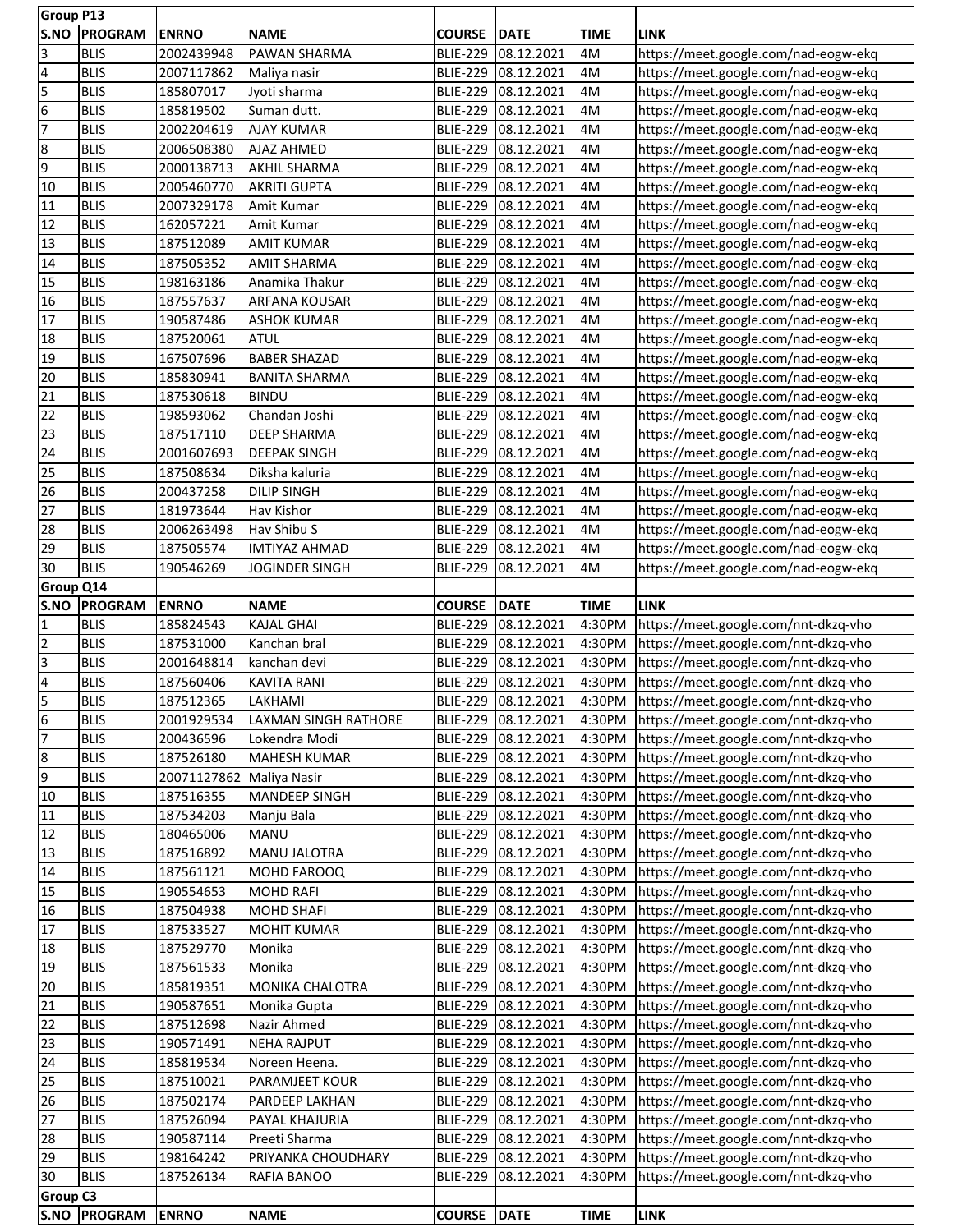**Group P13**

| S.NO | PROGRAM | ENRNO | NAME | COURSE | DATE | TIME | LINK |
|---|---|---|---|---|---|---|---|
| 3 | BLIS | 2002439948 | PAWAN SHARMA | BLIE-229 | 08.12.2021 | 4M | https://meet.google.com/nad-eogw-ekq |
| 4 | BLIS | 2007117862 | Maliya nasir | BLIE-229 | 08.12.2021 | 4M | https://meet.google.com/nad-eogw-ekq |
| 5 | BLIS | 185807017 | Jyoti sharma | BLIE-229 | 08.12.2021 | 4M | https://meet.google.com/nad-eogw-ekq |
| 6 | BLIS | 185819502 | Suman dutt. | BLIE-229 | 08.12.2021 | 4M | https://meet.google.com/nad-eogw-ekq |
| 7 | BLIS | 2002204619 | AJAY KUMAR | BLIE-229 | 08.12.2021 | 4M | https://meet.google.com/nad-eogw-ekq |
| 8 | BLIS | 2006508380 | AJAZ AHMED | BLIE-229 | 08.12.2021 | 4M | https://meet.google.com/nad-eogw-ekq |
| 9 | BLIS | 2000138713 | AKHIL SHARMA | BLIE-229 | 08.12.2021 | 4M | https://meet.google.com/nad-eogw-ekq |
| 10 | BLIS | 2005460770 | AKRITI GUPTA | BLIE-229 | 08.12.2021 | 4M | https://meet.google.com/nad-eogw-ekq |
| 11 | BLIS | 2007329178 | Amit Kumar | BLIE-229 | 08.12.2021 | 4M | https://meet.google.com/nad-eogw-ekq |
| 12 | BLIS | 162057221 | Amit Kumar | BLIE-229 | 08.12.2021 | 4M | https://meet.google.com/nad-eogw-ekq |
| 13 | BLIS | 187512089 | AMIT KUMAR | BLIE-229 | 08.12.2021 | 4M | https://meet.google.com/nad-eogw-ekq |
| 14 | BLIS | 187505352 | AMIT SHARMA | BLIE-229 | 08.12.2021 | 4M | https://meet.google.com/nad-eogw-ekq |
| 15 | BLIS | 198163186 | Anamika Thakur | BLIE-229 | 08.12.2021 | 4M | https://meet.google.com/nad-eogw-ekq |
| 16 | BLIS | 187557637 | ARFANA KOUSAR | BLIE-229 | 08.12.2021 | 4M | https://meet.google.com/nad-eogw-ekq |
| 17 | BLIS | 190587486 | ASHOK KUMAR | BLIE-229 | 08.12.2021 | 4M | https://meet.google.com/nad-eogw-ekq |
| 18 | BLIS | 187520061 | ATUL | BLIE-229 | 08.12.2021 | 4M | https://meet.google.com/nad-eogw-ekq |
| 19 | BLIS | 167507696 | BABER SHAZAD | BLIE-229 | 08.12.2021 | 4M | https://meet.google.com/nad-eogw-ekq |
| 20 | BLIS | 185830941 | BANITA SHARMA | BLIE-229 | 08.12.2021 | 4M | https://meet.google.com/nad-eogw-ekq |
| 21 | BLIS | 187530618 | BINDU | BLIE-229 | 08.12.2021 | 4M | https://meet.google.com/nad-eogw-ekq |
| 22 | BLIS | 198593062 | Chandan Joshi | BLIE-229 | 08.12.2021 | 4M | https://meet.google.com/nad-eogw-ekq |
| 23 | BLIS | 187517110 | DEEP SHARMA | BLIE-229 | 08.12.2021 | 4M | https://meet.google.com/nad-eogw-ekq |
| 24 | BLIS | 2001607693 | DEEPAK SINGH | BLIE-229 | 08.12.2021 | 4M | https://meet.google.com/nad-eogw-ekq |
| 25 | BLIS | 187508634 | Diksha kaluria | BLIE-229 | 08.12.2021 | 4M | https://meet.google.com/nad-eogw-ekq |
| 26 | BLIS | 200437258 | DILIP SINGH | BLIE-229 | 08.12.2021 | 4M | https://meet.google.com/nad-eogw-ekq |
| 27 | BLIS | 181973644 | Hav Kishor | BLIE-229 | 08.12.2021 | 4M | https://meet.google.com/nad-eogw-ekq |
| 28 | BLIS | 2006263498 | Hav Shibu S | BLIE-229 | 08.12.2021 | 4M | https://meet.google.com/nad-eogw-ekq |
| 29 | BLIS | 187505574 | IMTIYAZ AHMAD | BLIE-229 | 08.12.2021 | 4M | https://meet.google.com/nad-eogw-ekq |
| 30 | BLIS | 190546269 | JOGINDER SINGH | BLIE-229 | 08.12.2021 | 4M | https://meet.google.com/nad-eogw-ekq |

**Group Q14**

| S.NO | PROGRAM | ENRNO | NAME | COURSE | DATE | TIME | LINK |
|---|---|---|---|---|---|---|---|
| 1 | BLIS | 185824543 | KAJAL GHAI | BLIE-229 | 08.12.2021 | 4:30PM | https://meet.google.com/nnt-dkzq-vho |
| 2 | BLIS | 187531000 | Kanchan bral | BLIE-229 | 08.12.2021 | 4:30PM | https://meet.google.com/nnt-dkzq-vho |
| 3 | BLIS | 2001648814 | kanchan devi | BLIE-229 | 08.12.2021 | 4:30PM | https://meet.google.com/nnt-dkzq-vho |
| 4 | BLIS | 187560406 | KAVITA RANI | BLIE-229 | 08.12.2021 | 4:30PM | https://meet.google.com/nnt-dkzq-vho |
| 5 | BLIS | 187512365 | LAKHAMI | BLIE-229 | 08.12.2021 | 4:30PM | https://meet.google.com/nnt-dkzq-vho |
| 6 | BLIS | 2001929534 | LAXMAN SINGH RATHORE | BLIE-229 | 08.12.2021 | 4:30PM | https://meet.google.com/nnt-dkzq-vho |
| 7 | BLIS | 200436596 | Lokendra Modi | BLIE-229 | 08.12.2021 | 4:30PM | https://meet.google.com/nnt-dkzq-vho |
| 8 | BLIS | 187526180 | MAHESH KUMAR | BLIE-229 | 08.12.2021 | 4:30PM | https://meet.google.com/nnt-dkzq-vho |
| 9 | BLIS | 20071127862 | Maliya Nasir | BLIE-229 | 08.12.2021 | 4:30PM | https://meet.google.com/nnt-dkzq-vho |
| 10 | BLIS | 187516355 | MANDEEP SINGH | BLIE-229 | 08.12.2021 | 4:30PM | https://meet.google.com/nnt-dkzq-vho |
| 11 | BLIS | 187534203 | Manju Bala | BLIE-229 | 08.12.2021 | 4:30PM | https://meet.google.com/nnt-dkzq-vho |
| 12 | BLIS | 180465006 | MANU | BLIE-229 | 08.12.2021 | 4:30PM | https://meet.google.com/nnt-dkzq-vho |
| 13 | BLIS | 187516892 | MANU JALOTRA | BLIE-229 | 08.12.2021 | 4:30PM | https://meet.google.com/nnt-dkzq-vho |
| 14 | BLIS | 187561121 | MOHD FAROOQ | BLIE-229 | 08.12.2021 | 4:30PM | https://meet.google.com/nnt-dkzq-vho |
| 15 | BLIS | 190554653 | MOHD RAFI | BLIE-229 | 08.12.2021 | 4:30PM | https://meet.google.com/nnt-dkzq-vho |
| 16 | BLIS | 187504938 | MOHD SHAFI | BLIE-229 | 08.12.2021 | 4:30PM | https://meet.google.com/nnt-dkzq-vho |
| 17 | BLIS | 187533527 | MOHIT KUMAR | BLIE-229 | 08.12.2021 | 4:30PM | https://meet.google.com/nnt-dkzq-vho |
| 18 | BLIS | 187529770 | Monika | BLIE-229 | 08.12.2021 | 4:30PM | https://meet.google.com/nnt-dkzq-vho |
| 19 | BLIS | 187561533 | Monika | BLIE-229 | 08.12.2021 | 4:30PM | https://meet.google.com/nnt-dkzq-vho |
| 20 | BLIS | 185819351 | MONIKA CHALOTRA | BLIE-229 | 08.12.2021 | 4:30PM | https://meet.google.com/nnt-dkzq-vho |
| 21 | BLIS | 190587651 | Monika Gupta | BLIE-229 | 08.12.2021 | 4:30PM | https://meet.google.com/nnt-dkzq-vho |
| 22 | BLIS | 187512698 | Nazir Ahmed | BLIE-229 | 08.12.2021 | 4:30PM | https://meet.google.com/nnt-dkzq-vho |
| 23 | BLIS | 190571491 | NEHA RAJPUT | BLIE-229 | 08.12.2021 | 4:30PM | https://meet.google.com/nnt-dkzq-vho |
| 24 | BLIS | 185819534 | Noreen Heena. | BLIE-229 | 08.12.2021 | 4:30PM | https://meet.google.com/nnt-dkzq-vho |
| 25 | BLIS | 187510021 | PARAMJEET KOUR | BLIE-229 | 08.12.2021 | 4:30PM | https://meet.google.com/nnt-dkzq-vho |
| 26 | BLIS | 187502174 | PARDEEP LAKHAN | BLIE-229 | 08.12.2021 | 4:30PM | https://meet.google.com/nnt-dkzq-vho |
| 27 | BLIS | 187526094 | PAYAL KHAJURIA | BLIE-229 | 08.12.2021 | 4:30PM | https://meet.google.com/nnt-dkzq-vho |
| 28 | BLIS | 190587114 | Preeti Sharma | BLIE-229 | 08.12.2021 | 4:30PM | https://meet.google.com/nnt-dkzq-vho |
| 29 | BLIS | 198164242 | PRIYANKA CHOUDHARY | BLIE-229 | 08.12.2021 | 4:30PM | https://meet.google.com/nnt-dkzq-vho |
| 30 | BLIS | 187526134 | RAFIA BANOO | BLIE-229 | 08.12.2021 | 4:30PM | https://meet.google.com/nnt-dkzq-vho |

**Group C3**

| S.NO | PROGRAM | ENRNO | NAME | COURSE | DATE | TIME | LINK |
|---|---|---|---|---|---|---|---|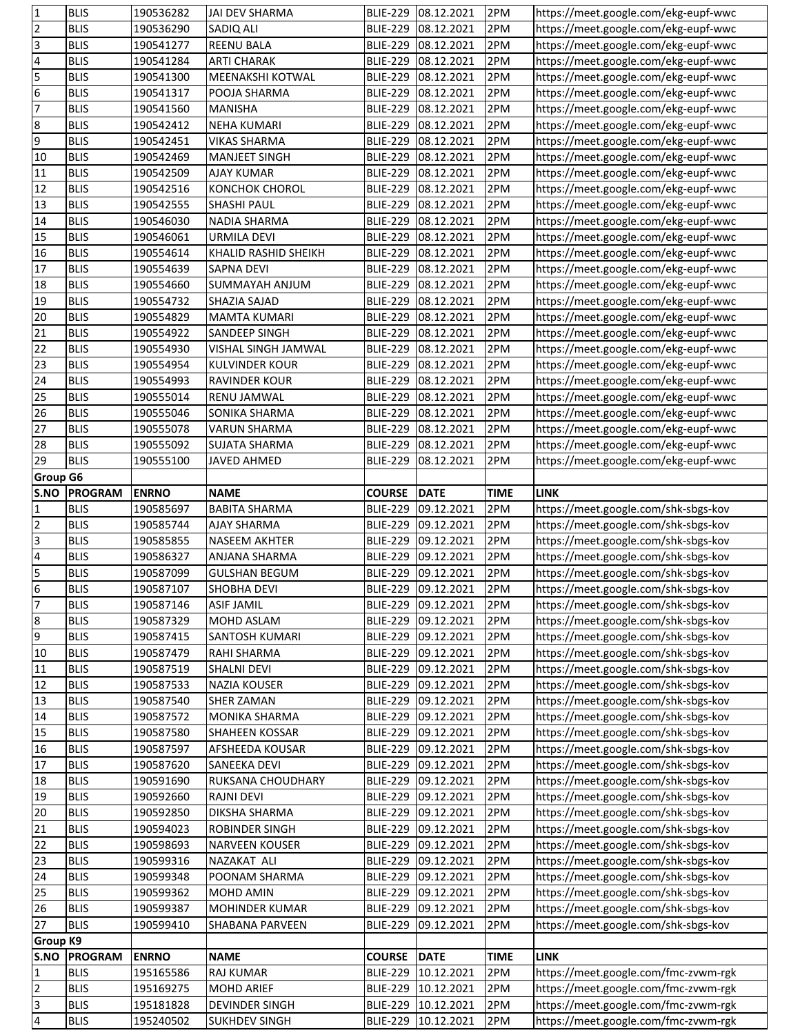| 1 | BLIS | 190536282 | JAI DEV SHARMA | BLIE-229 | 08.12.2021 | 2PM | https://meet.google.com/ekg-eupf-wwc |
|---|---|---|---|---|---|---|---|
| 2 | BLIS | 190536290 | SADIQ ALI | BLIE-229 | 08.12.2021 | 2PM | https://meet.google.com/ekg-eupf-wwc |
| 3 | BLIS | 190541277 | REENU BALA | BLIE-229 | 08.12.2021 | 2PM | https://meet.google.com/ekg-eupf-wwc |
| 4 | BLIS | 190541284 | ARTI CHARAK | BLIE-229 | 08.12.2021 | 2PM | https://meet.google.com/ekg-eupf-wwc |
| 5 | BLIS | 190541300 | MEENAKSHI KOTWAL | BLIE-229 | 08.12.2021 | 2PM | https://meet.google.com/ekg-eupf-wwc |
| 6 | BLIS | 190541317 | POOJA SHARMA | BLIE-229 | 08.12.2021 | 2PM | https://meet.google.com/ekg-eupf-wwc |
| 7 | BLIS | 190541560 | MANISHA | BLIE-229 | 08.12.2021 | 2PM | https://meet.google.com/ekg-eupf-wwc |
| 8 | BLIS | 190542412 | NEHA KUMARI | BLIE-229 | 08.12.2021 | 2PM | https://meet.google.com/ekg-eupf-wwc |
| 9 | BLIS | 190542451 | VIKAS SHARMA | BLIE-229 | 08.12.2021 | 2PM | https://meet.google.com/ekg-eupf-wwc |
| 10 | BLIS | 190542469 | MANJEET SINGH | BLIE-229 | 08.12.2021 | 2PM | https://meet.google.com/ekg-eupf-wwc |
| 11 | BLIS | 190542509 | AJAY KUMAR | BLIE-229 | 08.12.2021 | 2PM | https://meet.google.com/ekg-eupf-wwc |
| 12 | BLIS | 190542516 | KONCHOK CHOROL | BLIE-229 | 08.12.2021 | 2PM | https://meet.google.com/ekg-eupf-wwc |
| 13 | BLIS | 190542555 | SHASHI PAUL | BLIE-229 | 08.12.2021 | 2PM | https://meet.google.com/ekg-eupf-wwc |
| 14 | BLIS | 190546030 | NADIA SHARMA | BLIE-229 | 08.12.2021 | 2PM | https://meet.google.com/ekg-eupf-wwc |
| 15 | BLIS | 190546061 | URMILA DEVI | BLIE-229 | 08.12.2021 | 2PM | https://meet.google.com/ekg-eupf-wwc |
| 16 | BLIS | 190554614 | KHALID RASHID SHEIKH | BLIE-229 | 08.12.2021 | 2PM | https://meet.google.com/ekg-eupf-wwc |
| 17 | BLIS | 190554639 | SAPNA DEVI | BLIE-229 | 08.12.2021 | 2PM | https://meet.google.com/ekg-eupf-wwc |
| 18 | BLIS | 190554660 | SUMMAYAH ANJUM | BLIE-229 | 08.12.2021 | 2PM | https://meet.google.com/ekg-eupf-wwc |
| 19 | BLIS | 190554732 | SHAZIA SAJAD | BLIE-229 | 08.12.2021 | 2PM | https://meet.google.com/ekg-eupf-wwc |
| 20 | BLIS | 190554829 | MAMTA KUMARI | BLIE-229 | 08.12.2021 | 2PM | https://meet.google.com/ekg-eupf-wwc |
| 21 | BLIS | 190554922 | SANDEEP SINGH | BLIE-229 | 08.12.2021 | 2PM | https://meet.google.com/ekg-eupf-wwc |
| 22 | BLIS | 190554930 | VISHAL SINGH JAMWAL | BLIE-229 | 08.12.2021 | 2PM | https://meet.google.com/ekg-eupf-wwc |
| 23 | BLIS | 190554954 | KULVINDER KOUR | BLIE-229 | 08.12.2021 | 2PM | https://meet.google.com/ekg-eupf-wwc |
| 24 | BLIS | 190554993 | RAVINDER KOUR | BLIE-229 | 08.12.2021 | 2PM | https://meet.google.com/ekg-eupf-wwc |
| 25 | BLIS | 190555014 | RENU JAMWAL | BLIE-229 | 08.12.2021 | 2PM | https://meet.google.com/ekg-eupf-wwc |
| 26 | BLIS | 190555046 | SONIKA SHARMA | BLIE-229 | 08.12.2021 | 2PM | https://meet.google.com/ekg-eupf-wwc |
| 27 | BLIS | 190555078 | VARUN SHARMA | BLIE-229 | 08.12.2021 | 2PM | https://meet.google.com/ekg-eupf-wwc |
| 28 | BLIS | 190555092 | SUJATA SHARMA | BLIE-229 | 08.12.2021 | 2PM | https://meet.google.com/ekg-eupf-wwc |
| 29 | BLIS | 190555100 | JAVED AHMED | BLIE-229 | 08.12.2021 | 2PM | https://meet.google.com/ekg-eupf-wwc |

**Group G6**

| S.NO | PROGRAM | ENRNO | NAME | COURSE | DATE | TIME | LINK |
|---|---|---|---|---|---|---|---|
| 1 | BLIS | 190585697 | BABITA SHARMA | BLIE-229 | 09.12.2021 | 2PM | https://meet.google.com/shk-sbgs-kov |
| 2 | BLIS | 190585744 | AJAY SHARMA | BLIE-229 | 09.12.2021 | 2PM | https://meet.google.com/shk-sbgs-kov |
| 3 | BLIS | 190585855 | NASEEM AKHTER | BLIE-229 | 09.12.2021 | 2PM | https://meet.google.com/shk-sbgs-kov |
| 4 | BLIS | 190586327 | ANJANA SHARMA | BLIE-229 | 09.12.2021 | 2PM | https://meet.google.com/shk-sbgs-kov |
| 5 | BLIS | 190587099 | GULSHAN BEGUM | BLIE-229 | 09.12.2021 | 2PM | https://meet.google.com/shk-sbgs-kov |
| 6 | BLIS | 190587107 | SHOBHA DEVI | BLIE-229 | 09.12.2021 | 2PM | https://meet.google.com/shk-sbgs-kov |
| 7 | BLIS | 190587146 | ASIF JAMIL | BLIE-229 | 09.12.2021 | 2PM | https://meet.google.com/shk-sbgs-kov |
| 8 | BLIS | 190587329 | MOHD ASLAM | BLIE-229 | 09.12.2021 | 2PM | https://meet.google.com/shk-sbgs-kov |
| 9 | BLIS | 190587415 | SANTOSH KUMARI | BLIE-229 | 09.12.2021 | 2PM | https://meet.google.com/shk-sbgs-kov |
| 10 | BLIS | 190587479 | RAHI SHARMA | BLIE-229 | 09.12.2021 | 2PM | https://meet.google.com/shk-sbgs-kov |
| 11 | BLIS | 190587519 | SHALNI DEVI | BLIE-229 | 09.12.2021 | 2PM | https://meet.google.com/shk-sbgs-kov |
| 12 | BLIS | 190587533 | NAZIA KOUSER | BLIE-229 | 09.12.2021 | 2PM | https://meet.google.com/shk-sbgs-kov |
| 13 | BLIS | 190587540 | SHER ZAMAN | BLIE-229 | 09.12.2021 | 2PM | https://meet.google.com/shk-sbgs-kov |
| 14 | BLIS | 190587572 | MONIKA SHARMA | BLIE-229 | 09.12.2021 | 2PM | https://meet.google.com/shk-sbgs-kov |
| 15 | BLIS | 190587580 | SHAHEEN KOSSAR | BLIE-229 | 09.12.2021 | 2PM | https://meet.google.com/shk-sbgs-kov |
| 16 | BLIS | 190587597 | AFSHEEDA KOUSAR | BLIE-229 | 09.12.2021 | 2PM | https://meet.google.com/shk-sbgs-kov |
| 17 | BLIS | 190587620 | SANEEKA DEVI | BLIE-229 | 09.12.2021 | 2PM | https://meet.google.com/shk-sbgs-kov |
| 18 | BLIS | 190591690 | RUKSANA CHOUDHARY | BLIE-229 | 09.12.2021 | 2PM | https://meet.google.com/shk-sbgs-kov |
| 19 | BLIS | 190592660 | RAJNI DEVI | BLIE-229 | 09.12.2021 | 2PM | https://meet.google.com/shk-sbgs-kov |
| 20 | BLIS | 190592850 | DIKSHA SHARMA | BLIE-229 | 09.12.2021 | 2PM | https://meet.google.com/shk-sbgs-kov |
| 21 | BLIS | 190594023 | ROBINDER SINGH | BLIE-229 | 09.12.2021 | 2PM | https://meet.google.com/shk-sbgs-kov |
| 22 | BLIS | 190598693 | NARVEEN KOUSER | BLIE-229 | 09.12.2021 | 2PM | https://meet.google.com/shk-sbgs-kov |
| 23 | BLIS | 190599316 | NAZAKAT ALI | BLIE-229 | 09.12.2021 | 2PM | https://meet.google.com/shk-sbgs-kov |
| 24 | BLIS | 190599348 | POONAM SHARMA | BLIE-229 | 09.12.2021 | 2PM | https://meet.google.com/shk-sbgs-kov |
| 25 | BLIS | 190599362 | MOHD AMIN | BLIE-229 | 09.12.2021 | 2PM | https://meet.google.com/shk-sbgs-kov |
| 26 | BLIS | 190599387 | MOHINDER KUMAR | BLIE-229 | 09.12.2021 | 2PM | https://meet.google.com/shk-sbgs-kov |
| 27 | BLIS | 190599410 | SHABANA PARVEEN | BLIE-229 | 09.12.2021 | 2PM | https://meet.google.com/shk-sbgs-kov |

**Group K9**

| S.NO | PROGRAM | ENRNO | NAME | COURSE | DATE | TIME | LINK |
|---|---|---|---|---|---|---|---|
| 1 | BLIS | 195165586 | RAJ KUMAR | BLIE-229 | 10.12.2021 | 2PM | https://meet.google.com/fmc-zvwm-rgk |
| 2 | BLIS | 195169275 | MOHD ARIEF | BLIE-229 | 10.12.2021 | 2PM | https://meet.google.com/fmc-zvwm-rgk |
| 3 | BLIS | 195181828 | DEVINDER SINGH | BLIE-229 | 10.12.2021 | 2PM | https://meet.google.com/fmc-zvwm-rgk |
| 4 | BLIS | 195240502 | SUKHDEV SINGH | BLIE-229 | 10.12.2021 | 2PM | https://meet.google.com/fmc-zvwm-rgk |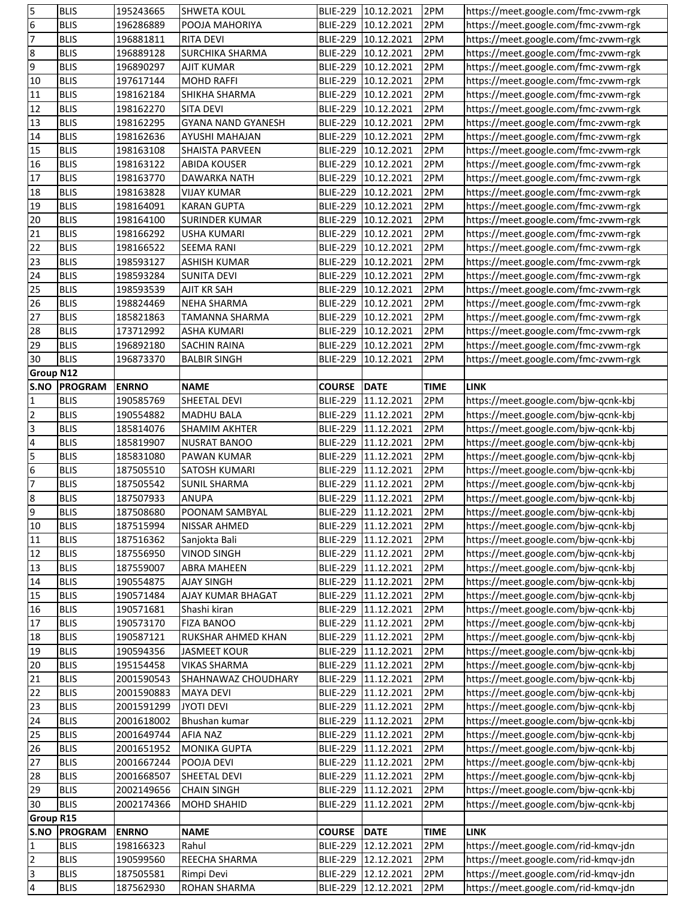| 5 | BLIS | 195243665 | SHWETA KOUL | BLIE-229 | 10.12.2021 | 2PM | https://meet.google.com/fmc-zvwm-rgk |
|---|---|---|---|---|---|---|---|
| 6 | BLIS | 196286889 | POOJA MAHORIYA | BLIE-229 | 10.12.2021 | 2PM | https://meet.google.com/fmc-zvwm-rgk |
| 7 | BLIS | 196881811 | RITA DEVI | BLIE-229 | 10.12.2021 | 2PM | https://meet.google.com/fmc-zvwm-rgk |
| 8 | BLIS | 196889128 | SURCHIKA SHARMA | BLIE-229 | 10.12.2021 | 2PM | https://meet.google.com/fmc-zvwm-rgk |
| 9 | BLIS | 196890297 | AJIT KUMAR | BLIE-229 | 10.12.2021 | 2PM | https://meet.google.com/fmc-zvwm-rgk |
| 10 | BLIS | 197617144 | MOHD RAFFI | BLIE-229 | 10.12.2021 | 2PM | https://meet.google.com/fmc-zvwm-rgk |
| 11 | BLIS | 198162184 | SHIKHA SHARMA | BLIE-229 | 10.12.2021 | 2PM | https://meet.google.com/fmc-zvwm-rgk |
| 12 | BLIS | 198162270 | SITA DEVI | BLIE-229 | 10.12.2021 | 2PM | https://meet.google.com/fmc-zvwm-rgk |
| 13 | BLIS | 198162295 | GYANA NAND GYANESH | BLIE-229 | 10.12.2021 | 2PM | https://meet.google.com/fmc-zvwm-rgk |
| 14 | BLIS | 198162636 | AYUSHI MAHAJAN | BLIE-229 | 10.12.2021 | 2PM | https://meet.google.com/fmc-zvwm-rgk |
| 15 | BLIS | 198163108 | SHAISTA PARVEEN | BLIE-229 | 10.12.2021 | 2PM | https://meet.google.com/fmc-zvwm-rgk |
| 16 | BLIS | 198163122 | ABIDA KOUSER | BLIE-229 | 10.12.2021 | 2PM | https://meet.google.com/fmc-zvwm-rgk |
| 17 | BLIS | 198163770 | DAWARKA NATH | BLIE-229 | 10.12.2021 | 2PM | https://meet.google.com/fmc-zvwm-rgk |
| 18 | BLIS | 198163828 | VIJAY KUMAR | BLIE-229 | 10.12.2021 | 2PM | https://meet.google.com/fmc-zvwm-rgk |
| 19 | BLIS | 198164091 | KARAN GUPTA | BLIE-229 | 10.12.2021 | 2PM | https://meet.google.com/fmc-zvwm-rgk |
| 20 | BLIS | 198164100 | SURINDER KUMAR | BLIE-229 | 10.12.2021 | 2PM | https://meet.google.com/fmc-zvwm-rgk |
| 21 | BLIS | 198166292 | USHA KUMARI | BLIE-229 | 10.12.2021 | 2PM | https://meet.google.com/fmc-zvwm-rgk |
| 22 | BLIS | 198166522 | SEEMA RANI | BLIE-229 | 10.12.2021 | 2PM | https://meet.google.com/fmc-zvwm-rgk |
| 23 | BLIS | 198593127 | ASHISH KUMAR | BLIE-229 | 10.12.2021 | 2PM | https://meet.google.com/fmc-zvwm-rgk |
| 24 | BLIS | 198593284 | SUNITA DEVI | BLIE-229 | 10.12.2021 | 2PM | https://meet.google.com/fmc-zvwm-rgk |
| 25 | BLIS | 198593539 | AJIT KR SAH | BLIE-229 | 10.12.2021 | 2PM | https://meet.google.com/fmc-zvwm-rgk |
| 26 | BLIS | 198824469 | NEHA SHARMA | BLIE-229 | 10.12.2021 | 2PM | https://meet.google.com/fmc-zvwm-rgk |
| 27 | BLIS | 185821863 | TAMANNA SHARMA | BLIE-229 | 10.12.2021 | 2PM | https://meet.google.com/fmc-zvwm-rgk |
| 28 | BLIS | 173712992 | ASHA KUMARI | BLIE-229 | 10.12.2021 | 2PM | https://meet.google.com/fmc-zvwm-rgk |
| 29 | BLIS | 196892180 | SACHIN RAINA | BLIE-229 | 10.12.2021 | 2PM | https://meet.google.com/fmc-zvwm-rgk |
| 30 | BLIS | 196873370 | BALBIR SINGH | BLIE-229 | 10.12.2021 | 2PM | https://meet.google.com/fmc-zvwm-rgk |

**Group N12**

| S.NO | PROGRAM | ENRNO | NAME | COURSE | DATE | TIME | LINK |
|---|---|---|---|---|---|---|---|
| 1 | BLIS | 190585769 | SHEETAL DEVI | BLIE-229 | 11.12.2021 | 2PM | https://meet.google.com/bjw-qcnk-kbj |
| 2 | BLIS | 190554882 | MADHU BALA | BLIE-229 | 11.12.2021 | 2PM | https://meet.google.com/bjw-qcnk-kbj |
| 3 | BLIS | 185814076 | SHAMIM AKHTER | BLIE-229 | 11.12.2021 | 2PM | https://meet.google.com/bjw-qcnk-kbj |
| 4 | BLIS | 185819907 | NUSRAT BANOO | BLIE-229 | 11.12.2021 | 2PM | https://meet.google.com/bjw-qcnk-kbj |
| 5 | BLIS | 185831080 | PAWAN KUMAR | BLIE-229 | 11.12.2021 | 2PM | https://meet.google.com/bjw-qcnk-kbj |
| 6 | BLIS | 187505510 | SATOSH KUMARI | BLIE-229 | 11.12.2021 | 2PM | https://meet.google.com/bjw-qcnk-kbj |
| 7 | BLIS | 187505542 | SUNIL SHARMA | BLIE-229 | 11.12.2021 | 2PM | https://meet.google.com/bjw-qcnk-kbj |
| 8 | BLIS | 187507933 | ANUPA | BLIE-229 | 11.12.2021 | 2PM | https://meet.google.com/bjw-qcnk-kbj |
| 9 | BLIS | 187508680 | POONAM SAMBYAL | BLIE-229 | 11.12.2021 | 2PM | https://meet.google.com/bjw-qcnk-kbj |
| 10 | BLIS | 187515994 | NISSAR AHMED | BLIE-229 | 11.12.2021 | 2PM | https://meet.google.com/bjw-qcnk-kbj |
| 11 | BLIS | 187516362 | Sanjokta Bali | BLIE-229 | 11.12.2021 | 2PM | https://meet.google.com/bjw-qcnk-kbj |
| 12 | BLIS | 187556950 | VINOD SINGH | BLIE-229 | 11.12.2021 | 2PM | https://meet.google.com/bjw-qcnk-kbj |
| 13 | BLIS | 187559007 | ABRA MAHEEN | BLIE-229 | 11.12.2021 | 2PM | https://meet.google.com/bjw-qcnk-kbj |
| 14 | BLIS | 190554875 | AJAY SINGH | BLIE-229 | 11.12.2021 | 2PM | https://meet.google.com/bjw-qcnk-kbj |
| 15 | BLIS | 190571484 | AJAY KUMAR BHAGAT | BLIE-229 | 11.12.2021 | 2PM | https://meet.google.com/bjw-qcnk-kbj |
| 16 | BLIS | 190571681 | Shashi kiran | BLIE-229 | 11.12.2021 | 2PM | https://meet.google.com/bjw-qcnk-kbj |
| 17 | BLIS | 190573170 | FIZA BANOO | BLIE-229 | 11.12.2021 | 2PM | https://meet.google.com/bjw-qcnk-kbj |
| 18 | BLIS | 190587121 | RUKSHAR AHMED KHAN | BLIE-229 | 11.12.2021 | 2PM | https://meet.google.com/bjw-qcnk-kbj |
| 19 | BLIS | 190594356 | JASMEET KOUR | BLIE-229 | 11.12.2021 | 2PM | https://meet.google.com/bjw-qcnk-kbj |
| 20 | BLIS | 195154458 | VIKAS SHARMA | BLIE-229 | 11.12.2021 | 2PM | https://meet.google.com/bjw-qcnk-kbj |
| 21 | BLIS | 2001590543 | SHAHNAWAZ CHOUDHARY | BLIE-229 | 11.12.2021 | 2PM | https://meet.google.com/bjw-qcnk-kbj |
| 22 | BLIS | 2001590883 | MAYA DEVI | BLIE-229 | 11.12.2021 | 2PM | https://meet.google.com/bjw-qcnk-kbj |
| 23 | BLIS | 2001591299 | JYOTI DEVI | BLIE-229 | 11.12.2021 | 2PM | https://meet.google.com/bjw-qcnk-kbj |
| 24 | BLIS | 2001618002 | Bhushan kumar | BLIE-229 | 11.12.2021 | 2PM | https://meet.google.com/bjw-qcnk-kbj |
| 25 | BLIS | 2001649744 | AFIA NAZ | BLIE-229 | 11.12.2021 | 2PM | https://meet.google.com/bjw-qcnk-kbj |
| 26 | BLIS | 2001651952 | MONIKA GUPTA | BLIE-229 | 11.12.2021 | 2PM | https://meet.google.com/bjw-qcnk-kbj |
| 27 | BLIS | 2001667244 | POOJA DEVI | BLIE-229 | 11.12.2021 | 2PM | https://meet.google.com/bjw-qcnk-kbj |
| 28 | BLIS | 2001668507 | SHEETAL DEVI | BLIE-229 | 11.12.2021 | 2PM | https://meet.google.com/bjw-qcnk-kbj |
| 29 | BLIS | 2002149656 | CHAIN SINGH | BLIE-229 | 11.12.2021 | 2PM | https://meet.google.com/bjw-qcnk-kbj |
| 30 | BLIS | 2002174366 | MOHD SHAHID | BLIE-229 | 11.12.2021 | 2PM | https://meet.google.com/bjw-qcnk-kbj |

**Group R15**

| S.NO | PROGRAM | ENRNO | NAME | COURSE | DATE | TIME | LINK |
|---|---|---|---|---|---|---|---|
| 1 | BLIS | 198166323 | Rahul | BLIE-229 | 12.12.2021 | 2PM | https://meet.google.com/rid-kmqv-jdn |
| 2 | BLIS | 190599560 | REECHA SHARMA | BLIE-229 | 12.12.2021 | 2PM | https://meet.google.com/rid-kmqv-jdn |
| 3 | BLIS | 187505581 | Rimpi Devi | BLIE-229 | 12.12.2021 | 2PM | https://meet.google.com/rid-kmqv-jdn |
| 4 | BLIS | 187562930 | ROHAN SHARMA | BLIE-229 | 12.12.2021 | 2PM | https://meet.google.com/rid-kmqv-jdn |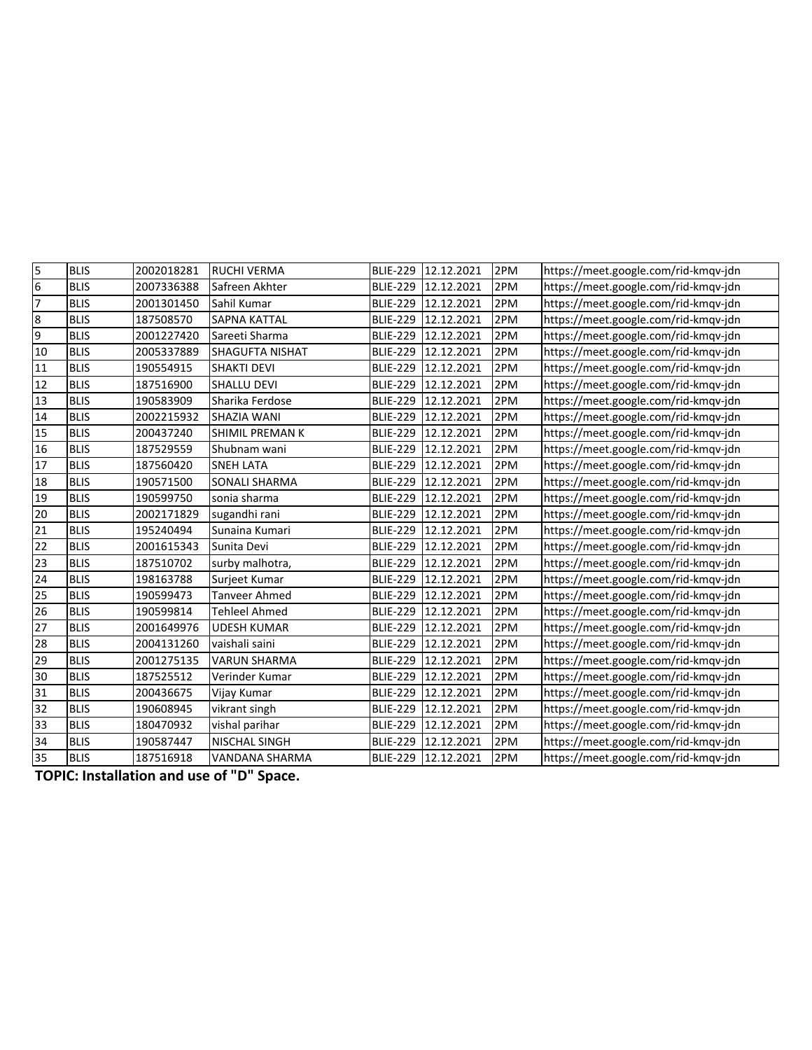| | | | | | | | |
|---|---|---|---|---|---|---|---|
| 5 | BLIS | 2002018281 | RUCHI VERMA | BLIE-229 | 12.12.2021 | 2PM | https://meet.google.com/rid-kmqv-jdn |
| 6 | BLIS | 2007336388 | Safreen Akhter | BLIE-229 | 12.12.2021 | 2PM | https://meet.google.com/rid-kmqv-jdn |
| 7 | BLIS | 2001301450 | Sahil Kumar | BLIE-229 | 12.12.2021 | 2PM | https://meet.google.com/rid-kmqv-jdn |
| 8 | BLIS | 187508570 | SAPNA KATTAL | BLIE-229 | 12.12.2021 | 2PM | https://meet.google.com/rid-kmqv-jdn |
| 9 | BLIS | 2001227420 | Sareeti Sharma | BLIE-229 | 12.12.2021 | 2PM | https://meet.google.com/rid-kmqv-jdn |
| 10 | BLIS | 2005337889 | SHAGUFTA NISHAT | BLIE-229 | 12.12.2021 | 2PM | https://meet.google.com/rid-kmqv-jdn |
| 11 | BLIS | 190554915 | SHAKTI DEVI | BLIE-229 | 12.12.2021 | 2PM | https://meet.google.com/rid-kmqv-jdn |
| 12 | BLIS | 187516900 | SHALLU DEVI | BLIE-229 | 12.12.2021 | 2PM | https://meet.google.com/rid-kmqv-jdn |
| 13 | BLIS | 190583909 | Sharika Ferdose | BLIE-229 | 12.12.2021 | 2PM | https://meet.google.com/rid-kmqv-jdn |
| 14 | BLIS | 2002215932 | SHAZIA WANI | BLIE-229 | 12.12.2021 | 2PM | https://meet.google.com/rid-kmqv-jdn |
| 15 | BLIS | 200437240 | SHIMIL PREMAN K | BLIE-229 | 12.12.2021 | 2PM | https://meet.google.com/rid-kmqv-jdn |
| 16 | BLIS | 187529559 | Shubnam wani | BLIE-229 | 12.12.2021 | 2PM | https://meet.google.com/rid-kmqv-jdn |
| 17 | BLIS | 187560420 | SNEH LATA | BLIE-229 | 12.12.2021 | 2PM | https://meet.google.com/rid-kmqv-jdn |
| 18 | BLIS | 190571500 | SONALI SHARMA | BLIE-229 | 12.12.2021 | 2PM | https://meet.google.com/rid-kmqv-jdn |
| 19 | BLIS | 190599750 | sonia sharma | BLIE-229 | 12.12.2021 | 2PM | https://meet.google.com/rid-kmqv-jdn |
| 20 | BLIS | 2002171829 | sugandhi rani | BLIE-229 | 12.12.2021 | 2PM | https://meet.google.com/rid-kmqv-jdn |
| 21 | BLIS | 195240494 | Sunaina Kumari | BLIE-229 | 12.12.2021 | 2PM | https://meet.google.com/rid-kmqv-jdn |
| 22 | BLIS | 2001615343 | Sunita Devi | BLIE-229 | 12.12.2021 | 2PM | https://meet.google.com/rid-kmqv-jdn |
| 23 | BLIS | 187510702 | surby malhotra, | BLIE-229 | 12.12.2021 | 2PM | https://meet.google.com/rid-kmqv-jdn |
| 24 | BLIS | 198163788 | Surjeet Kumar | BLIE-229 | 12.12.2021 | 2PM | https://meet.google.com/rid-kmqv-jdn |
| 25 | BLIS | 190599473 | Tanveer Ahmed | BLIE-229 | 12.12.2021 | 2PM | https://meet.google.com/rid-kmqv-jdn |
| 26 | BLIS | 190599814 | Tehleel Ahmed | BLIE-229 | 12.12.2021 | 2PM | https://meet.google.com/rid-kmqv-jdn |
| 27 | BLIS | 2001649976 | UDESH KUMAR | BLIE-229 | 12.12.2021 | 2PM | https://meet.google.com/rid-kmqv-jdn |
| 28 | BLIS | 2004131260 | vaishali saini | BLIE-229 | 12.12.2021 | 2PM | https://meet.google.com/rid-kmqv-jdn |
| 29 | BLIS | 2001275135 | VARUN SHARMA | BLIE-229 | 12.12.2021 | 2PM | https://meet.google.com/rid-kmqv-jdn |
| 30 | BLIS | 187525512 | Verinder Kumar | BLIE-229 | 12.12.2021 | 2PM | https://meet.google.com/rid-kmqv-jdn |
| 31 | BLIS | 200436675 | Vijay Kumar | BLIE-229 | 12.12.2021 | 2PM | https://meet.google.com/rid-kmqv-jdn |
| 32 | BLIS | 190608945 | vikrant singh | BLIE-229 | 12.12.2021 | 2PM | https://meet.google.com/rid-kmqv-jdn |
| 33 | BLIS | 180470932 | vishal parihar | BLIE-229 | 12.12.2021 | 2PM | https://meet.google.com/rid-kmqv-jdn |
| 34 | BLIS | 190587447 | NISCHAL SINGH | BLIE-229 | 12.12.2021 | 2PM | https://meet.google.com/rid-kmqv-jdn |
| 35 | BLIS | 187516918 | VANDANA SHARMA | BLIE-229 | 12.12.2021 | 2PM | https://meet.google.com/rid-kmqv-jdn |

**TOPIC: Installation and use of "D" Space.**